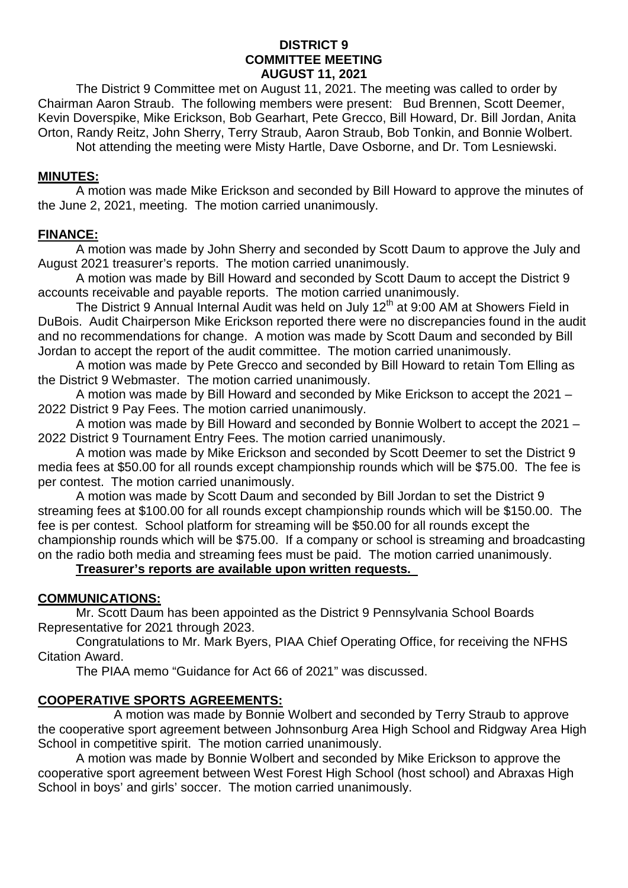**DISTRICT 9**
**COMMITTEE MEETING**
**AUGUST 11, 2021**

The District 9 Committee met on August 11, 2021. The meeting was called to order by Chairman Aaron Straub. The following members were present: Bud Brennen, Scott Deemer, Kevin Doverspike, Mike Erickson, Bob Gearhart, Pete Grecco, Bill Howard, Dr. Bill Jordan, Anita Orton, Randy Reitz, John Sherry, Terry Straub, Aaron Straub, Bob Tonkin, and Bonnie Wolbert.

Not attending the meeting were Misty Hartle, Dave Osborne, and Dr. Tom Lesniewski.

## MINUTES:

A motion was made Mike Erickson and seconded by Bill Howard to approve the minutes of the June 2, 2021, meeting. The motion carried unanimously.

## FINANCE:

A motion was made by John Sherry and seconded by Scott Daum to approve the July and August 2021 treasurer's reports. The motion carried unanimously.

A motion was made by Bill Howard and seconded by Scott Daum to accept the District 9 accounts receivable and payable reports. The motion carried unanimously.

The District 9 Annual Internal Audit was held on July 12th at 9:00 AM at Showers Field in DuBois. Audit Chairperson Mike Erickson reported there were no discrepancies found in the audit and no recommendations for change. A motion was made by Scott Daum and seconded by Bill Jordan to accept the report of the audit committee. The motion carried unanimously.

A motion was made by Pete Grecco and seconded by Bill Howard to retain Tom Elling as the District 9 Webmaster. The motion carried unanimously.

A motion was made by Bill Howard and seconded by Mike Erickson to accept the 2021 – 2022 District 9 Pay Fees. The motion carried unanimously.

A motion was made by Bill Howard and seconded by Bonnie Wolbert to accept the 2021 – 2022 District 9 Tournament Entry Fees. The motion carried unanimously.

A motion was made by Mike Erickson and seconded by Scott Deemer to set the District 9 media fees at $50.00 for all rounds except championship rounds which will be $75.00. The fee is per contest. The motion carried unanimously.

A motion was made by Scott Daum and seconded by Bill Jordan to set the District 9 streaming fees at $100.00 for all rounds except championship rounds which will be $150.00. The fee is per contest. School platform for streaming will be $50.00 for all rounds except the championship rounds which will be $75.00. If a company or school is streaming and broadcasting on the radio both media and streaming fees must be paid. The motion carried unanimously.

**Treasurer's reports are available upon written requests.**

## COMMUNICATIONS:

Mr. Scott Daum has been appointed as the District 9 Pennsylvania School Boards Representative for 2021 through 2023.

Congratulations to Mr. Mark Byers, PIAA Chief Operating Office, for receiving the NFHS Citation Award.

The PIAA memo "Guidance for Act 66 of 2021" was discussed.

## COOPERATIVE SPORTS AGREEMENTS:

A motion was made by Bonnie Wolbert and seconded by Terry Straub to approve the cooperative sport agreement between Johnsonburg Area High School and Ridgway Area High School in competitive spirit. The motion carried unanimously.

A motion was made by Bonnie Wolbert and seconded by Mike Erickson to approve the cooperative sport agreement between West Forest High School (host school) and Abraxas High School in boys' and girls' soccer. The motion carried unanimously.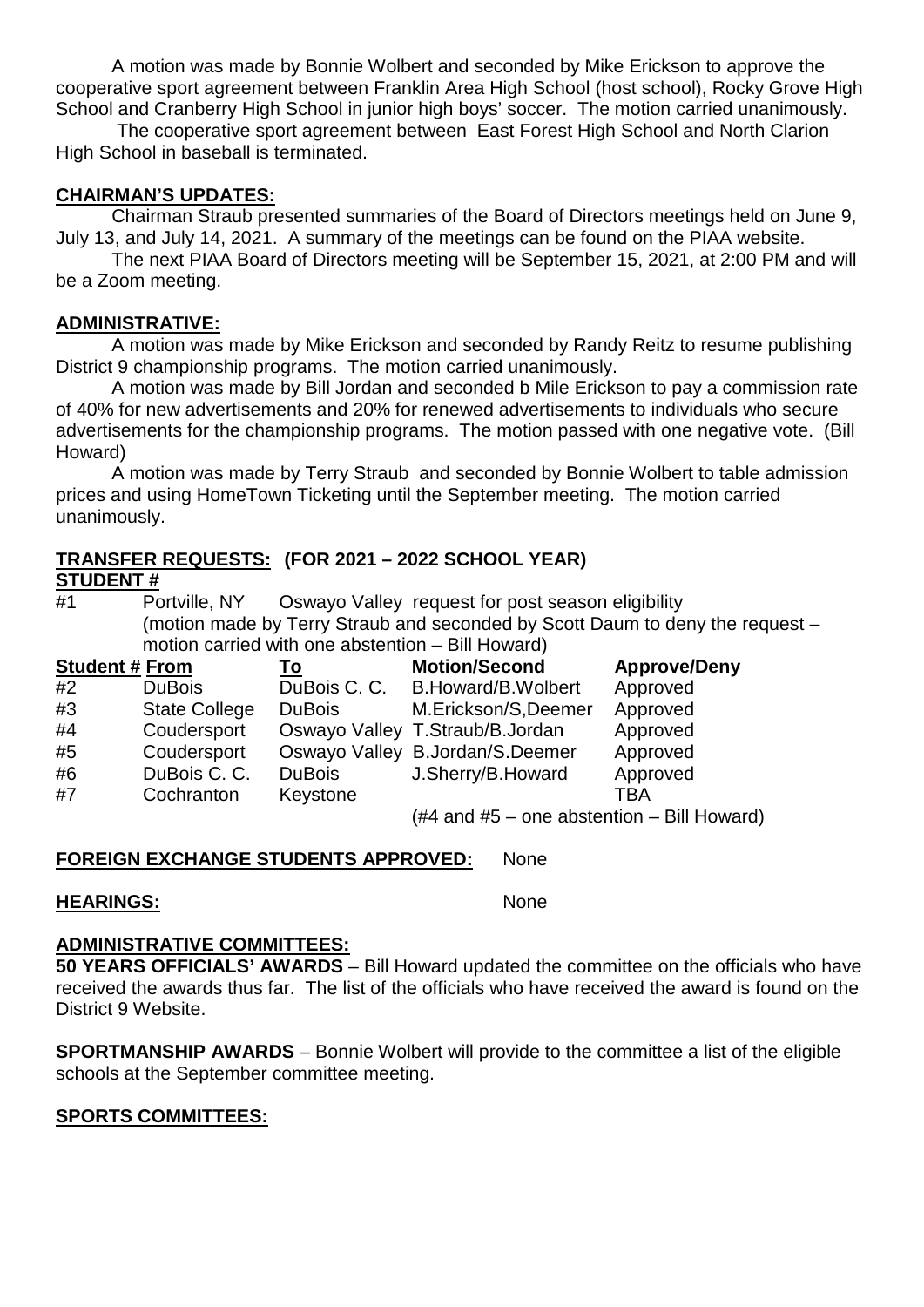A motion was made by Bonnie Wolbert and seconded by Mike Erickson to approve the cooperative sport agreement between Franklin Area High School (host school), Rocky Grove High School and Cranberry High School in junior high boys' soccer. The motion carried unanimously.

The cooperative sport agreement between East Forest High School and North Clarion High School in baseball is terminated.

**CHAIRMAN'S UPDATES:**

Chairman Straub presented summaries of the Board of Directors meetings held on June 9, July 13, and July 14, 2021. A summary of the meetings can be found on the PIAA website.

The next PIAA Board of Directors meeting will be September 15, 2021, at 2:00 PM and will be a Zoom meeting.

**ADMINISTRATIVE:**

A motion was made by Mike Erickson and seconded by Randy Reitz to resume publishing District 9 championship programs. The motion carried unanimously.

A motion was made by Bill Jordan and seconded b Mile Erickson to pay a commission rate of 40% for new advertisements and 20% for renewed advertisements to individuals who secure advertisements for the championship programs. The motion passed with one negative vote. (Bill Howard)

A motion was made by Terry Straub and seconded by Bonnie Wolbert to table admission prices and using HomeTown Ticketing until the September meeting. The motion carried unanimously.

**TRANSFER REQUESTS: (FOR 2021 – 2022 SCHOOL YEAR)**

**STUDENT #**

#1 Portville, NY Oswayo Valley request for post season eligibility (motion made by Terry Straub and seconded by Scott Daum to deny the request – motion carried with one abstention – Bill Howard)

| Student # | From | To | Motion/Second | Approve/Deny |
|---|---|---|---|---|
| #2 | DuBois | DuBois C. C. | B.Howard/B.Wolbert | Approved |
| #3 | State College | DuBois | M.Erickson/S,Deemer | Approved |
| #4 | Coudersport | Oswayo Valley | T.Straub/B.Jordan | Approved |
| #5 | Coudersport | Oswayo Valley | B.Jordan/S.Deemer | Approved |
| #6 | DuBois C. C. | DuBois | J.Sherry/B.Howard | Approved |
| #7 | Cochranton | Keystone | | TBA |

(#4 and #5 – one abstention – Bill Howard)

**FOREIGN EXCHANGE STUDENTS APPROVED:** None

**HEARINGS:** None

**ADMINISTRATIVE COMMITTEES:**

**50 YEARS OFFICIALS' AWARDS** – Bill Howard updated the committee on the officials who have received the awards thus far. The list of the officials who have received the award is found on the District 9 Website.

**SPORTMANSHIP AWARDS** – Bonnie Wolbert will provide to the committee a list of the eligible schools at the September committee meeting.

**SPORTS COMMITTEES:**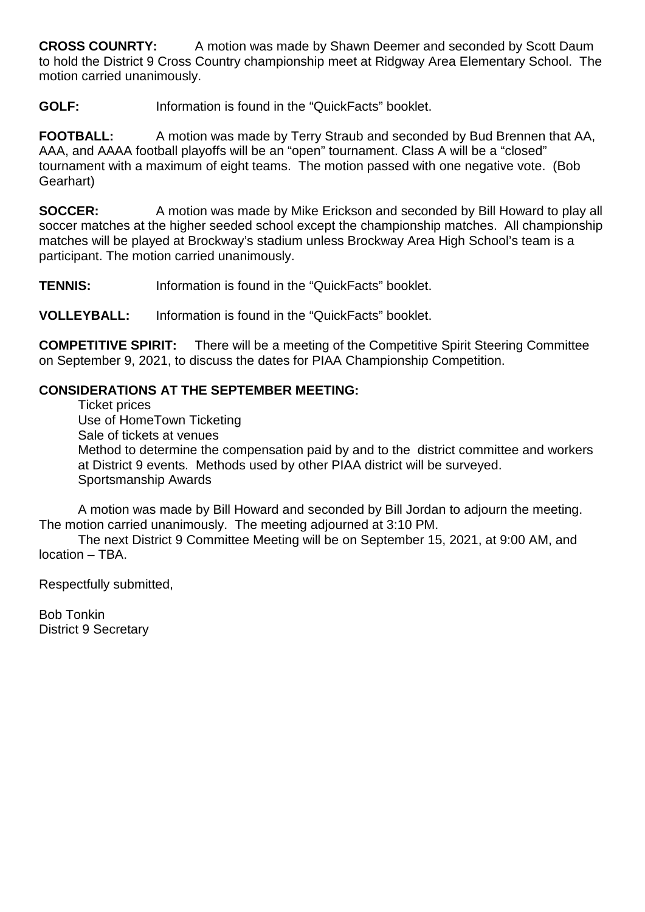**CROSS COUNRTY:** A motion was made by Shawn Deemer and seconded by Scott Daum to hold the District 9 Cross Country championship meet at Ridgway Area Elementary School. The motion carried unanimously.

**GOLF:** Information is found in the "QuickFacts" booklet.

**FOOTBALL:** A motion was made by Terry Straub and seconded by Bud Brennen that AA, AAA, and AAAA football playoffs will be an "open" tournament. Class A will be a "closed" tournament with a maximum of eight teams. The motion passed with one negative vote. (Bob Gearhart)

**SOCCER:** A motion was made by Mike Erickson and seconded by Bill Howard to play all soccer matches at the higher seeded school except the championship matches. All championship matches will be played at Brockway's stadium unless Brockway Area High School's team is a participant. The motion carried unanimously.

**TENNIS:** Information is found in the "QuickFacts" booklet.

**VOLLEYBALL:** Information is found in the "QuickFacts" booklet.

**COMPETITIVE SPIRIT:** There will be a meeting of the Competitive Spirit Steering Committee on September 9, 2021, to discuss the dates for PIAA Championship Competition.

**CONSIDERATIONS AT THE SEPTEMBER MEETING:**

- Ticket prices
- Use of HomeTown Ticketing
- Sale of tickets at venues
- Method to determine the compensation paid by and to the district committee and workers at District 9 events. Methods used by other PIAA district will be surveyed.
- Sportsmanship Awards

A motion was made by Bill Howard and seconded by Bill Jordan to adjourn the meeting. The motion carried unanimously. The meeting adjourned at 3:10 PM.

The next District 9 Committee Meeting will be on September 15, 2021, at 9:00 AM, and location – TBA.

Respectfully submitted,

Bob Tonkin
District 9 Secretary